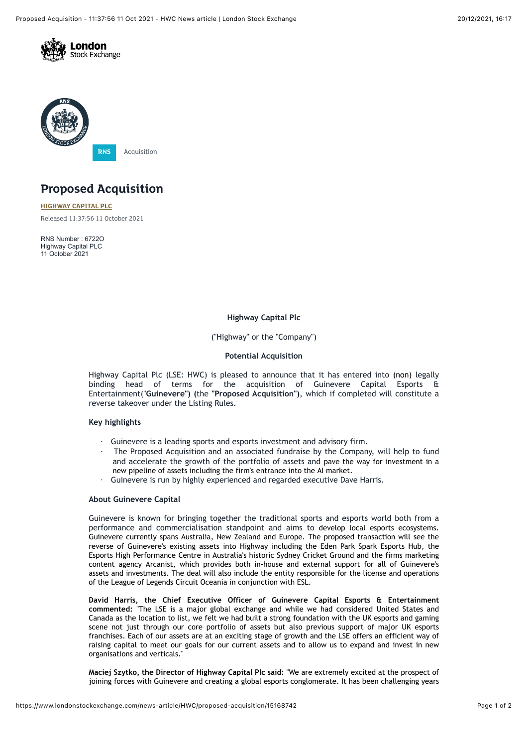RNS Acquisition

# Proposed Acquisition

**HIGHWAY CAPITAL PLC**

Released 11:37:56 11 October 2021

RNS Number : 6722O
Highway Capital PLC
11 October 2021

**Highway Capital Plc**

("Highway" or the "Company")

**Potential Acquisition**

Highway Capital Plc (LSE: HWC) is pleased to announce that it has entered into (non) legally binding head of terms for the acquisition of Guinevere Capital Esports & Entertainment("**Guinevere") (**the **"Proposed Acquisition")**, which if completed will constitute a reverse takeover under the Listing Rules.

**Key highlights**

- Guinevere is a leading sports and esports investment and advisory firm.
- The Proposed Acquisition and an associated fundraise by the Company, will help to fund and accelerate the growth of the portfolio of assets and pave the way for investment in a new pipeline of assets including the firm's entrance into the AI market.
- Guinevere is run by highly experienced and regarded executive Dave Harris.

**About Guinevere Capital**

Guinevere is known for bringing together the traditional sports and esports world both from a performance and commercialisation standpoint and aims to develop local esports ecosystems. Guinevere currently spans Australia, New Zealand and Europe. The proposed transaction will see the reverse of Guinevere's existing assets into Highway including the Eden Park Spark Esports Hub, the Esports High Performance Centre in Australia's historic Sydney Cricket Ground and the firms marketing content agency Arcanist, which provides both in-house and external support for all of Guinevere's assets and investments. The deal will also include the entity responsible for the license and operations of the League of Legends Circuit Oceania in conjunction with ESL.

**David Harris, the Chief Executive Officer of Guinevere Capital Esports & Entertainment commented:** "The LSE is a major global exchange and while we had considered United States and Canada as the location to list, we felt we had built a strong foundation with the UK esports and gaming scene not just through our core portfolio of assets but also previous support of major UK esports franchises. Each of our assets are at an exciting stage of growth and the LSE offers an efficient way of raising capital to meet our goals for our current assets and to allow us to expand and invest in new organisations and verticals."

**Maciej Szytko, the Director of Highway Capital Plc said:** "We are extremely excited at the prospect of joining forces with Guinevere and creating a global esports conglomerate. It has been challenging years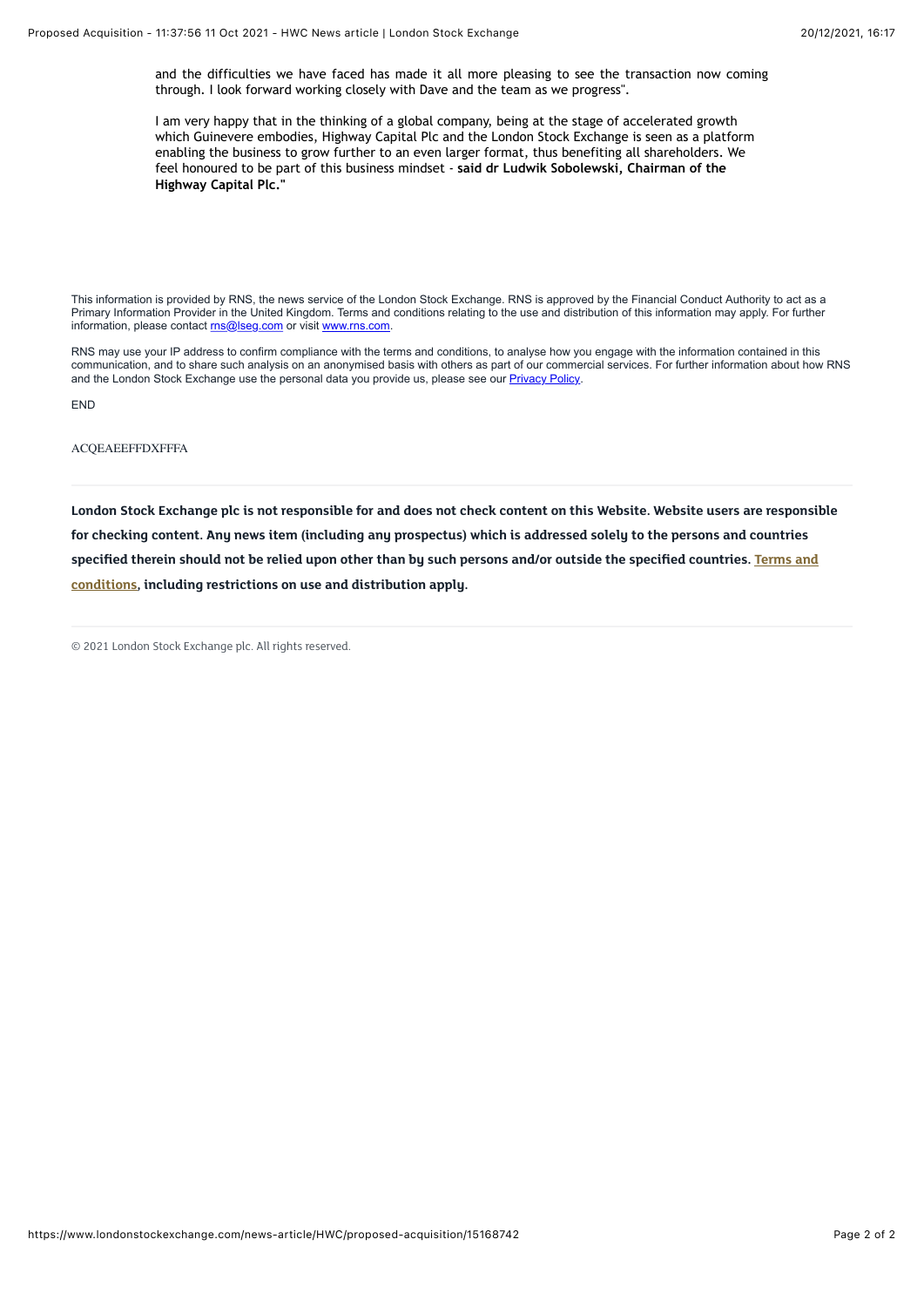and the difficulties we have faced has made it all more pleasing to see the transaction now coming through. I look forward working closely with Dave and the team as we progress".

I am very happy that in the thinking of a global company, being at the stage of accelerated growth which Guinevere embodies, Highway Capital Plc and the London Stock Exchange is seen as a platform enabling the business to grow further to an even larger format, thus benefiting all shareholders. We feel honoured to be part of this business mindset - **said dr Ludwik Sobolewski, Chairman of the Highway Capital Plc."**

This information is provided by RNS, the news service of the London Stock Exchange. RNS is approved by the Financial Conduct Authority to act as a Primary Information Provider in the United Kingdom. Terms and conditions relating to the use and distribution of this information may apply. For further information, please contact rns@lseg.com or visit www.rns.com.

RNS may use your IP address to confirm compliance with the terms and conditions, to analyse how you engage with the information contained in this communication, and to share such analysis on an anonymised basis with others as part of our commercial services. For further information about how RNS and the London Stock Exchange use the personal data you provide us, please see our Privacy Policy.

END

ACQEAEEFFDXFFFA

**London Stock Exchange plc is not responsible for and does not check content on this Website. Website users are responsible for checking content. Any news item (including any prospectus) which is addressed solely to the persons and countries specified therein should not be relied upon other than by such persons and/or outside the specified countries. Terms and conditions, including restrictions on use and distribution apply.**

© 2021 London Stock Exchange plc. All rights reserved.